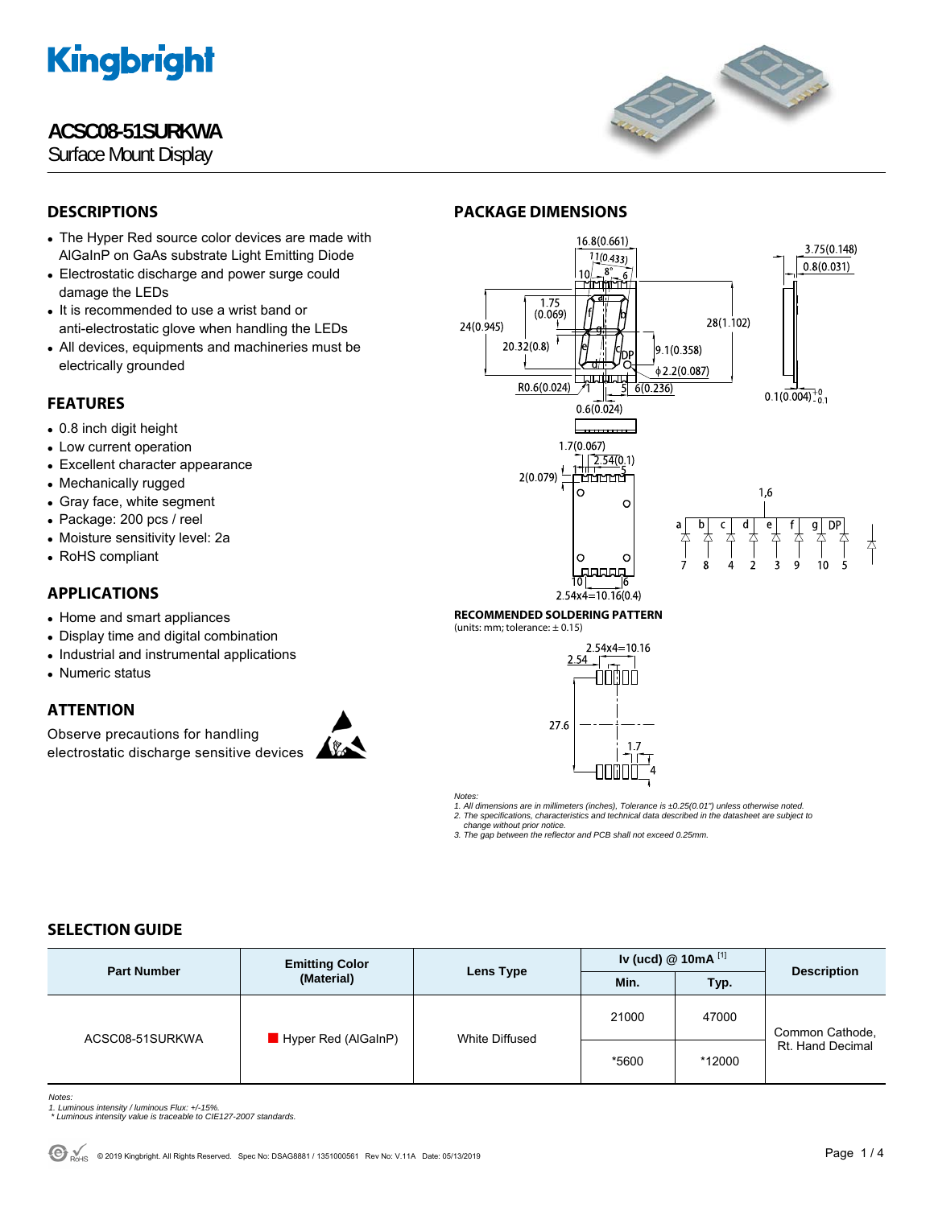# ACSC08-51SURKWA

Surface Mount Display

## DESCRIPTIONS

- The Hyper Red source color devices are made with AlGaInP on GaAs substrate Light Emitting Diode
- Electrostatic discharge and power surge could damage the LEDs
- It is recommended to use a wrist band or anti-electrostatic glove when handling the LEDs
- All devices, equipments and machineries must be electrically grounded

## FEATURES

- 0.8 inch digit height
- Low current operation
- Excellent character appearance
- Mechanically rugged
- Gray face, white segment
- Package: 200 pcs / reel
- Moisture sensitivity level: 2a
- RoHS compliant

## APPLICATIONS

- Home and smart appliances
- Display time and digital combination
- Industrial and instrumental applications
- Numeric status

## ATTENTION

Observe precautions for handling electrostatic discharge sensitive devices

## PACKAGE DIMENSIONS

**RECOMMENDED SOLDERING PATTERN**
(units: mm; tolerance: ± 0.15)

*Notes:*
*1. All dimensions are in millimeters (inches), Tolerance is ±0.25(0.01") unless otherwise noted.*
*2. The specifications, characteristics and technical data described in the datasheet are subject to change without prior notice.*
*3. The gap between the reflector and PCB shall not exceed 0.25mm.*

## SELECTION GUIDE

| Part Number | Emitting Color (Material) | Lens Type | Iv (ucd) @ 10mA [1] | | Description |
|---|---|---|---|---|---|
| | | | Min. | Typ. | |
| ACSC08-51SURKWA | Hyper Red (AlGaInP) | White Diffused | 21000 | 47000 | Common Cathode, Rt. Hand Decimal |
| | | | *5600 | *12000 | |

*Notes:*
*1. Luminous intensity / luminous Flux: +/-15%.*
*\* Luminous intensity value is traceable to CIE127-2007 standards.*

© 2019 Kingbright. All Rights Reserved. Spec No: DSAG8881 / 1351000561 Rev No: V.11A Date: 05/13/2019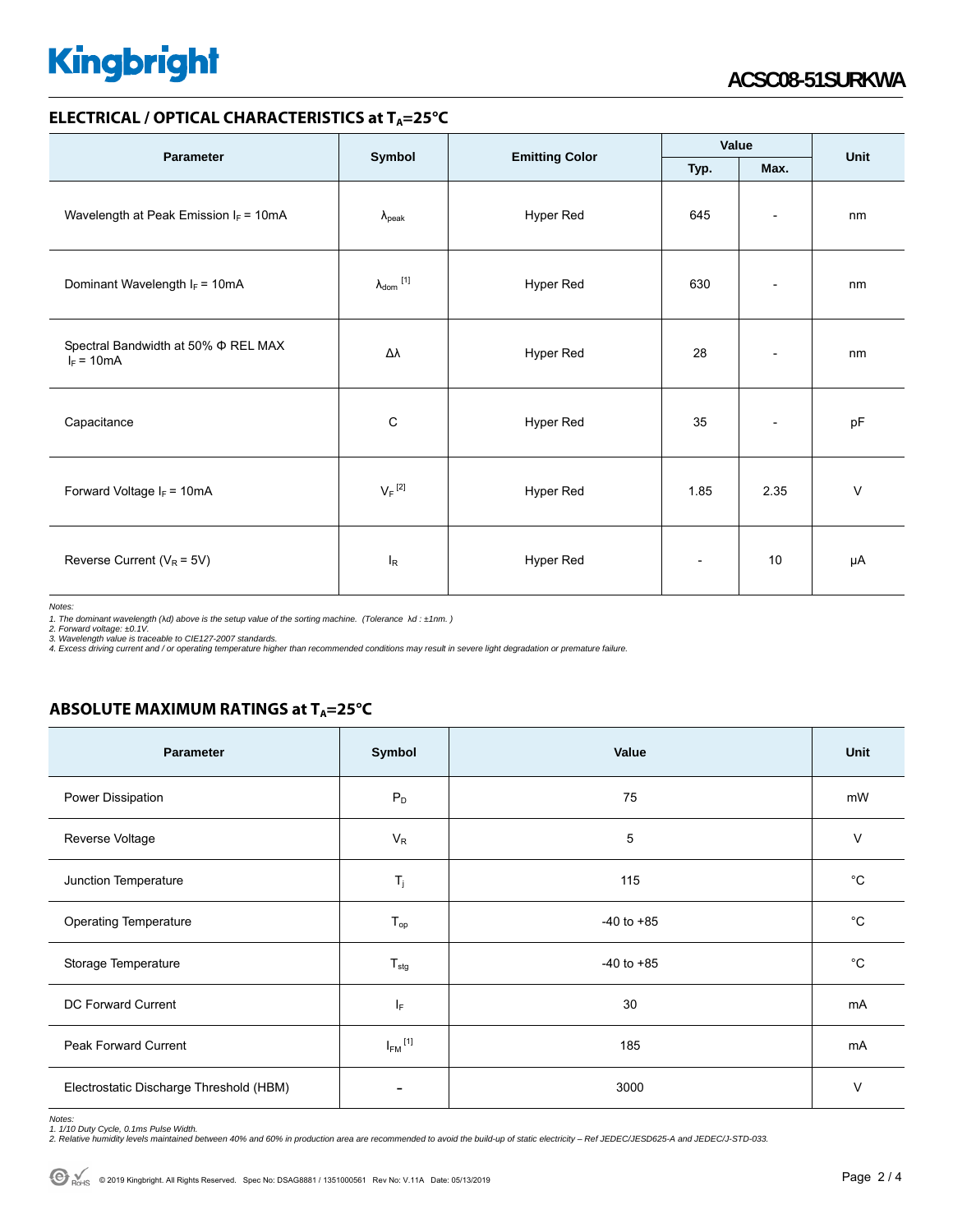## ELECTRICAL / OPTICAL CHARACTERISTICS at $T_A$=25°C

| Parameter | Symbol | Emitting Color | Value | | Unit |
|---|---|---|---|---|---|
| | | | Typ. | Max. | |
| Wavelength at Peak Emission $I_F$ = 10mA | $λ_{peak}$ | Hyper Red | 645 | - | nm |
| Dominant Wavelength $I_F$ = 10mA | $λ_{dom}$ [1] | Hyper Red | 630 | - | nm |
| Spectral Bandwidth at 50% Φ REL MAX $I_F$ = 10mA | Δλ | Hyper Red | 28 | - | nm |
| Capacitance | C | Hyper Red | 35 | - | pF |
| Forward Voltage $I_F$ = 10mA | $V_F$ [2] | Hyper Red | 1.85 | 2.35 | V |
| Reverse Current ($V_R$ = 5V) | $I_R$ | Hyper Red | - | 10 | µA |

*Notes:*
*1. The dominant wavelength (λd) above is the setup value of the sorting machine. (Tolerance λd : ±1nm. )*
*2. Forward voltage: ±0.1V.*
*3. Wavelength value is traceable to CIE127-2007 standards.*
*4. Excess driving current and / or operating temperature higher than recommended conditions may result in severe light degradation or premature failure.*

## ABSOLUTE MAXIMUM RATINGS at $T_A$=25°C

| Parameter | Symbol | Value | Unit |
|---|---|---|---|
| Power Dissipation | $P_D$ | 75 | mW |
| Reverse Voltage | $V_R$ | 5 | V |
| Junction Temperature | $T_j$ | 115 | °C |
| Operating Temperature | $T_{op}$ | -40 to +85 | °C |
| Storage Temperature | $T_{stg}$ | -40 to +85 | °C |
| DC Forward Current | $I_F$ | 30 | mA |
| Peak Forward Current | $I_{FM}$ [1] | 185 | mA |
| Electrostatic Discharge Threshold (HBM) | - | 3000 | V |

*Notes:*
*1. 1/10 Duty Cycle, 0.1ms Pulse Width.*
*2. Relative humidity levels maintained between 40% and 60% in production area are recommended to avoid the build-up of static electricity – Ref JEDEC/JESD625-A and JEDEC/J-STD-033.*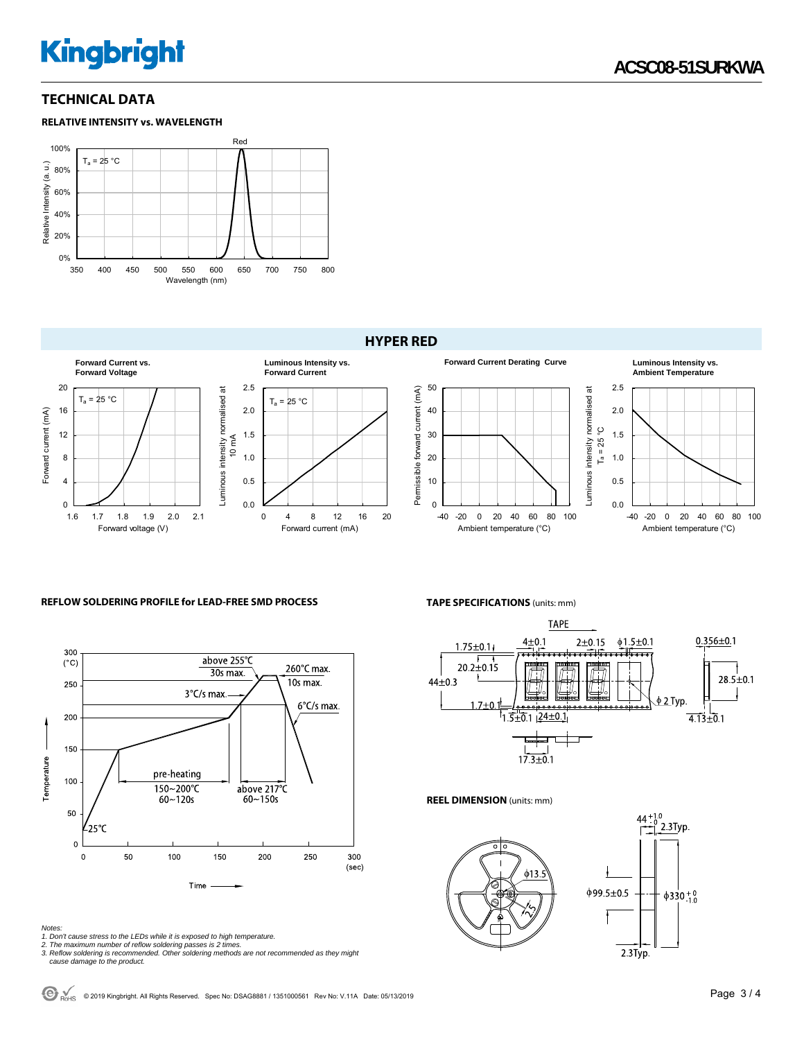## TECHNICAL DATA

### RELATIVE INTENSITY vs. WAVELENGTH

## HYPER RED

Forward Current vs. Forward Voltage

Luminous Intensity vs. Forward Current

Forward Current Derating Curve

Luminous Intensity vs. Ambient Temperature

### REFLOW SOLDERING PROFILE for LEAD-FREE SMD PROCESS

### TAPE SPECIFICATIONS (units: mm)

### REEL DIMENSION (units: mm)

*Notes:*
1. *Don't cause stress to the LEDs while it is exposed to high temperature.*
2. *The maximum number of reflow soldering passes is 2 times.*
3. *Reflow soldering is recommended. Other soldering methods are not recommended as they might cause damage to the product.*

© 2019 Kingbright. All Rights Reserved. Spec No: DSAG8881 / 1351000561 Rev No: V.11A Date: 05/13/2019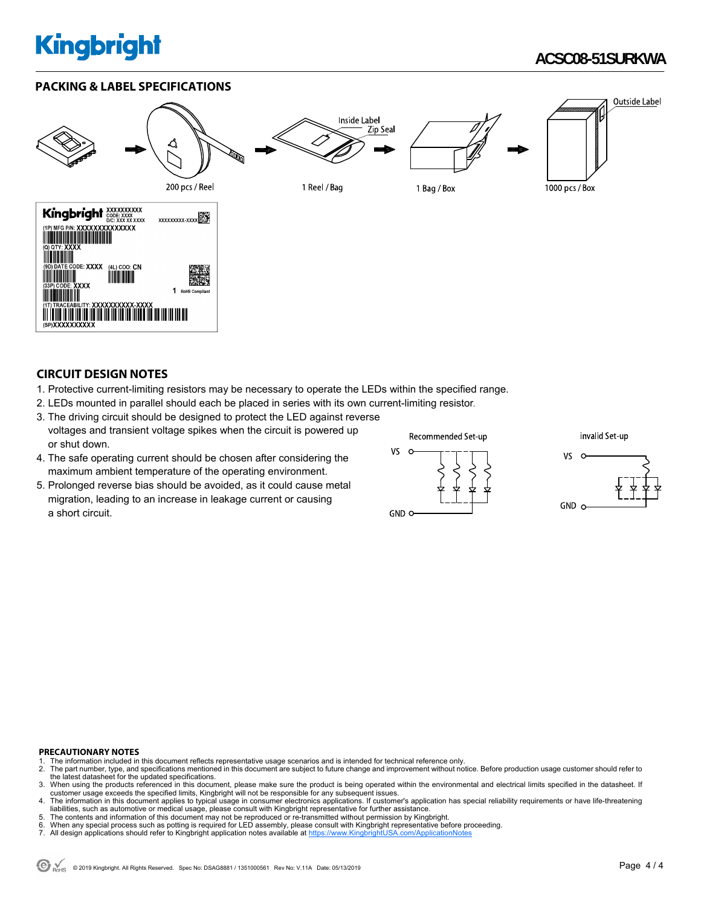## PACKING & LABEL SPECIFICATIONS

Inside Label

Zip Seal

Outside Label

200 pcs / Reel

1 Reel / Bag

1 Bag / Box

1000 pcs / Box

Kingbright XXXXXXXXXX CODE: XXXX D/C: XXX XX XXXX XXXXXXXXX-XXXX

(1P) MFG P/N: XXXXXXXXXXXXXX

(Q) QTY: XXXX

(9D) DATE CODE: XXXX (4L) COO: CN

(33P) CODE: XXXX 1 RoHS Compliant

(1T) TRACEABILITY: XXXXXXXXXX-XXXX

(SP)XXXXXXXXXX

## CIRCUIT DESIGN NOTES

1. Protective current-limiting resistors may be necessary to operate the LEDs within the specified range.
2. LEDs mounted in parallel should each be placed in series with its own current-limiting resistor.
3. The driving circuit should be designed to protect the LED against reverse voltages and transient voltage spikes when the circuit is powered up or shut down.
4. The safe operating current should be chosen after considering the maximum ambient temperature of the operating environment.
5. Prolonged reverse bias should be avoided, as it could cause metal migration, leading to an increase in leakage current or causing a short circuit.

Recommended Set-up

VS

GND

invalid Set-up

VS

GND

### PRECAUTIONARY NOTES

1. The information included in this document reflects representative usage scenarios and is intended for technical reference only.
2. The part number, type, and specifications mentioned in this document are subject to future change and improvement without notice. Before production usage customer should refer to the latest datasheet for the updated specifications.
3. When using the products referenced in this document, please make sure the product is being operated within the environmental and electrical limits specified in the datasheet. If customer usage exceeds the specified limits, Kingbright will not be responsible for any subsequent issues.
4. The information in this document applies to typical usage in consumer electronics applications. If customer's application has special reliability requirements or have life-threatening liabilities, such as automotive or medical usage, please consult with Kingbright representative for further assistance.
5. The contents and information of this document may not be reproduced or re-transmitted without permission by Kingbright.
6. When any special process such as potting is required for LED assembly, please consult with Kingbright representative before proceeding.
7. All design applications should refer to Kingbright application notes available at https://www.KingbrightUSA.com/ApplicationNotes

© 2019 Kingbright. All Rights Reserved. Spec No: DSAG8881 / 1351000561 Rev No: V.11A Date: 05/13/2019